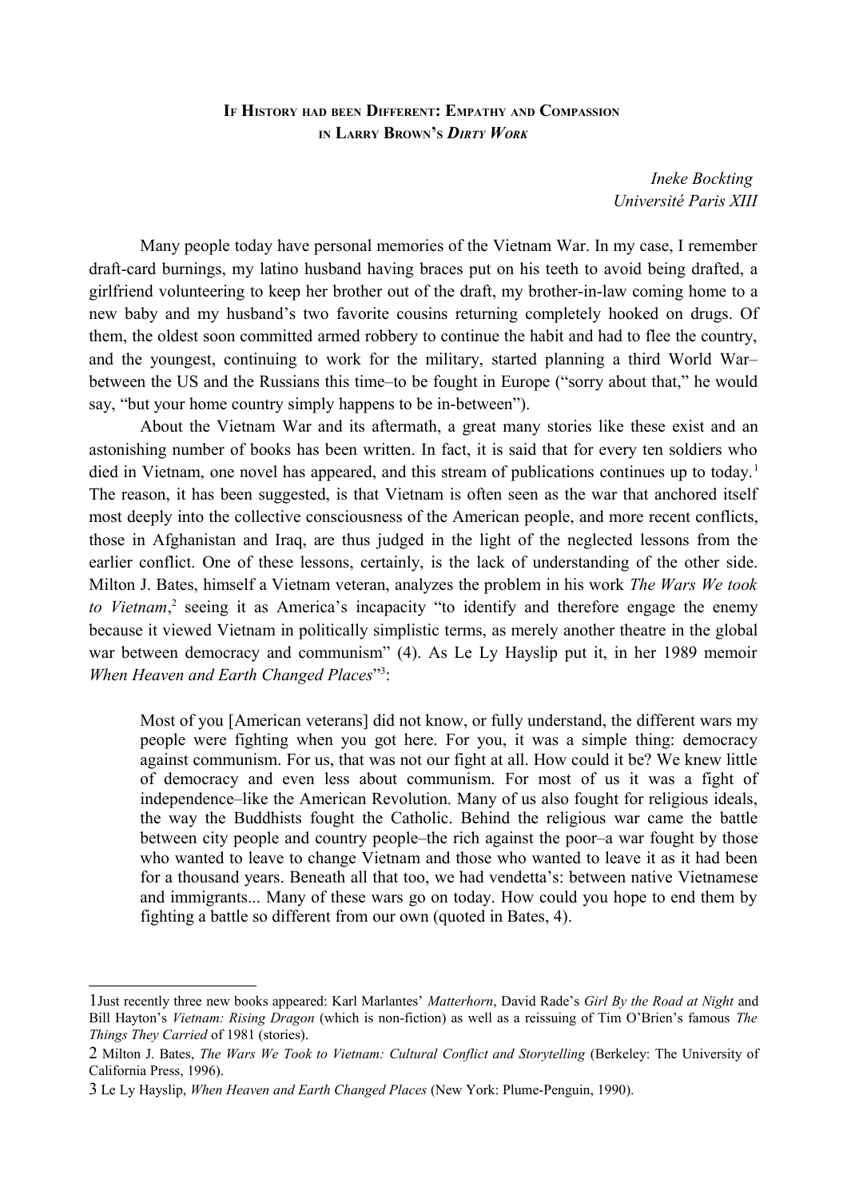# IF HISTORY HAD BEEN DIFFERENT: EMPATHY AND COMPASSION IN LARRY BROWN'S *DIRTY WORK*

*Ineke Bockting*
*Université Paris XIII*

Many people today have personal memories of the Vietnam War. In my case, I remember draft-card burnings, my latino husband having braces put on his teeth to avoid being drafted, a girlfriend volunteering to keep her brother out of the draft, my brother-in-law coming home to a new baby and my husband's two favorite cousins returning completely hooked on drugs. Of them, the oldest soon committed armed robbery to continue the habit and had to flee the country, and the youngest, continuing to work for the military, started planning a third World War–between the US and the Russians this time–to be fought in Europe ("sorry about that," he would say, "but your home country simply happens to be in-between").

About the Vietnam War and its aftermath, a great many stories like these exist and an astonishing number of books has been written. In fact, it is said that for every ten soldiers who died in Vietnam, one novel has appeared, and this stream of publications continues up to today.[1] The reason, it has been suggested, is that Vietnam is often seen as the war that anchored itself most deeply into the collective consciousness of the American people, and more recent conflicts, those in Afghanistan and Iraq, are thus judged in the light of the neglected lessons from the earlier conflict. One of these lessons, certainly, is the lack of understanding of the other side. Milton J. Bates, himself a Vietnam veteran, analyzes the problem in his work *The Wars We took to Vietnam*,[2] seeing it as America's incapacity "to identify and therefore engage the enemy because it viewed Vietnam in politically simplistic terms, as merely another theatre in the global war between democracy and communism" (4). As Le Ly Hayslip put it, in her 1989 memoir *When Heaven and Earth Changed Places*"[3]:

> Most of you [American veterans] did not know, or fully understand, the different wars my people were fighting when you got here. For you, it was a simple thing: democracy against communism. For us, that was not our fight at all. How could it be? We knew little of democracy and even less about communism. For most of us it was a fight of independence–like the American Revolution. Many of us also fought for religious ideals, the way the Buddhists fought the Catholic. Behind the religious war came the battle between city people and country people–the rich against the poor–a war fought by those who wanted to leave to change Vietnam and those who wanted to leave it as it had been for a thousand years. Beneath all that too, we had vendetta's: between native Vietnamese and immigrants... Many of these wars go on today. How could you hope to end them by fighting a battle so different from our own (quoted in Bates, 4).

---

1 Just recently three new books appeared: Karl Marlantes' *Matterhorn*, David Rade's *Girl By the Road at Night* and Bill Hayton's *Vietnam: Rising Dragon* (which is non-fiction) as well as a reissuing of Tim O'Brien's famous *The Things They Carried* of 1981 (stories).

2 Milton J. Bates, *The Wars We Took to Vietnam: Cultural Conflict and Storytelling* (Berkeley: The University of California Press, 1996).

3 Le Ly Hayslip, *When Heaven and Earth Changed Places* (New York: Plume-Penguin, 1990).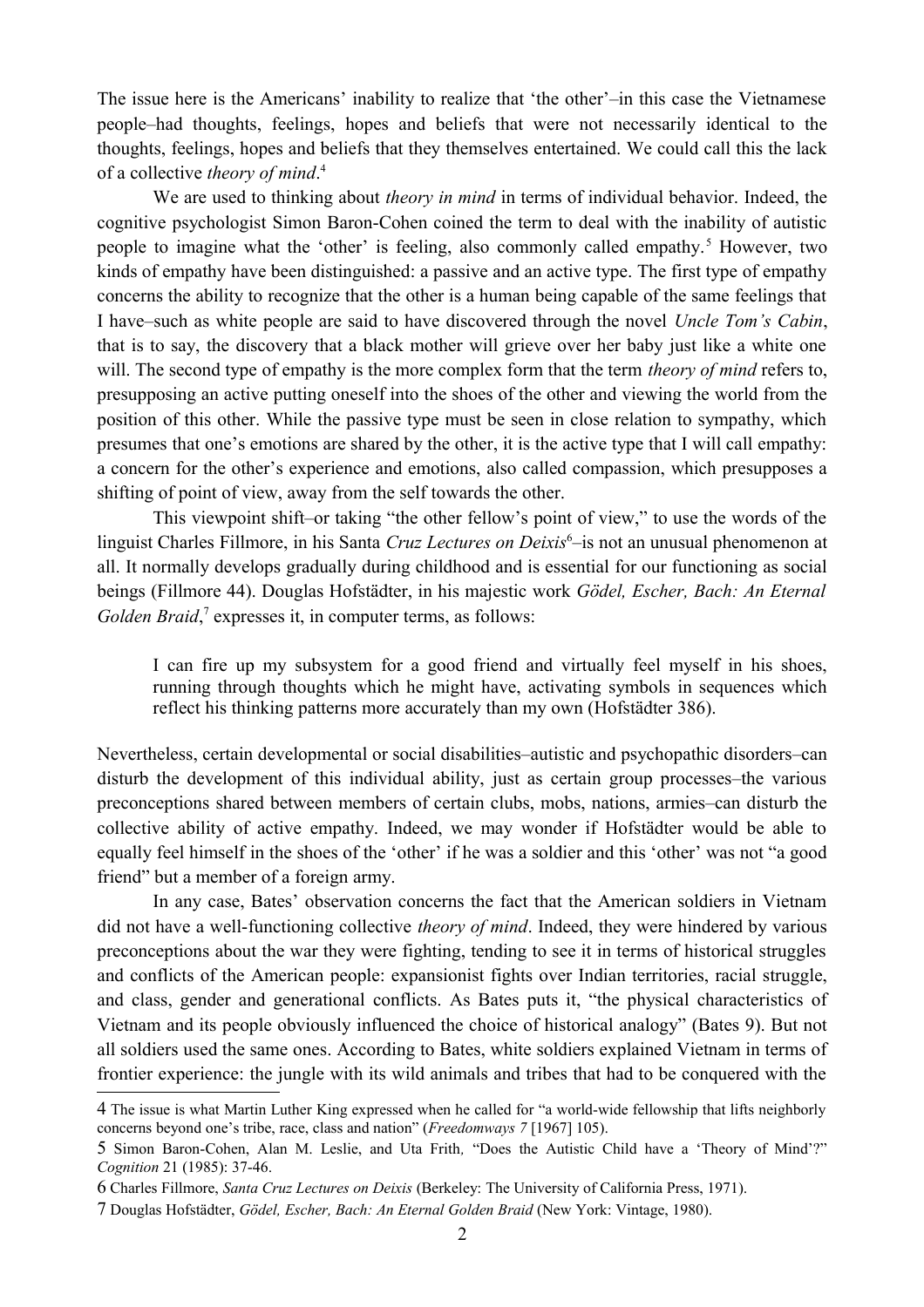The issue here is the Americans' inability to realize that 'the other'–in this case the Vietnamese people–had thoughts, feelings, hopes and beliefs that were not necessarily identical to the thoughts, feelings, hopes and beliefs that they themselves entertained. We could call this the lack of a collective *theory of mind*.[4]

We are used to thinking about *theory in mind* in terms of individual behavior. Indeed, the cognitive psychologist Simon Baron-Cohen coined the term to deal with the inability of autistic people to imagine what the 'other' is feeling, also commonly called empathy.[5] However, two kinds of empathy have been distinguished: a passive and an active type. The first type of empathy concerns the ability to recognize that the other is a human being capable of the same feelings that I have–such as white people are said to have discovered through the novel *Uncle Tom's Cabin*, that is to say, the discovery that a black mother will grieve over her baby just like a white one will. The second type of empathy is the more complex form that the term *theory of mind* refers to, presupposing an active putting oneself into the shoes of the other and viewing the world from the position of this other. While the passive type must be seen in close relation to sympathy, which presumes that one's emotions are shared by the other, it is the active type that I will call empathy: a concern for the other's experience and emotions, also called compassion, which presupposes a shifting of point of view, away from the self towards the other.

This viewpoint shift–or taking "the other fellow's point of view," to use the words of the linguist Charles Fillmore, in his Santa *Cruz Lectures on Deixis*[6]–is not an unusual phenomenon at all. It normally develops gradually during childhood and is essential for our functioning as social beings (Fillmore 44). Douglas Hofstädter, in his majestic work *Gödel, Escher, Bach: An Eternal Golden Braid*,[7] expresses it, in computer terms, as follows:

> I can fire up my subsystem for a good friend and virtually feel myself in his shoes, running through thoughts which he might have, activating symbols in sequences which reflect his thinking patterns more accurately than my own (Hofstädter 386).

Nevertheless, certain developmental or social disabilities–autistic and psychopathic disorders–can disturb the development of this individual ability, just as certain group processes–the various preconceptions shared between members of certain clubs, mobs, nations, armies–can disturb the collective ability of active empathy. Indeed, we may wonder if Hofstädter would be able to equally feel himself in the shoes of the 'other' if he was a soldier and this 'other' was not "a good friend" but a member of a foreign army.

In any case, Bates' observation concerns the fact that the American soldiers in Vietnam did not have a well-functioning collective *theory of mind*. Indeed, they were hindered by various preconceptions about the war they were fighting, tending to see it in terms of historical struggles and conflicts of the American people: expansionist fights over Indian territories, racial struggle, and class, gender and generational conflicts. As Bates puts it, "the physical characteristics of Vietnam and its people obviously influenced the choice of historical analogy" (Bates 9). But not all soldiers used the same ones. According to Bates, white soldiers explained Vietnam in terms of frontier experience: the jungle with its wild animals and tribes that had to be conquered with the

---

4 The issue is what Martin Luther King expressed when he called for "a world-wide fellowship that lifts neighborly concerns beyond one's tribe, race, class and nation" (*Freedomways 7* [1967] 105).

5 Simon Baron-Cohen, Alan M. Leslie, and Uta Frith, "Does the Autistic Child have a 'Theory of Mind'?" *Cognition* 21 (1985): 37-46.

6 Charles Fillmore, *Santa Cruz Lectures on Deixis* (Berkeley: The University of California Press, 1971).

7 Douglas Hofstädter, *Gödel, Escher, Bach: An Eternal Golden Braid* (New York: Vintage, 1980).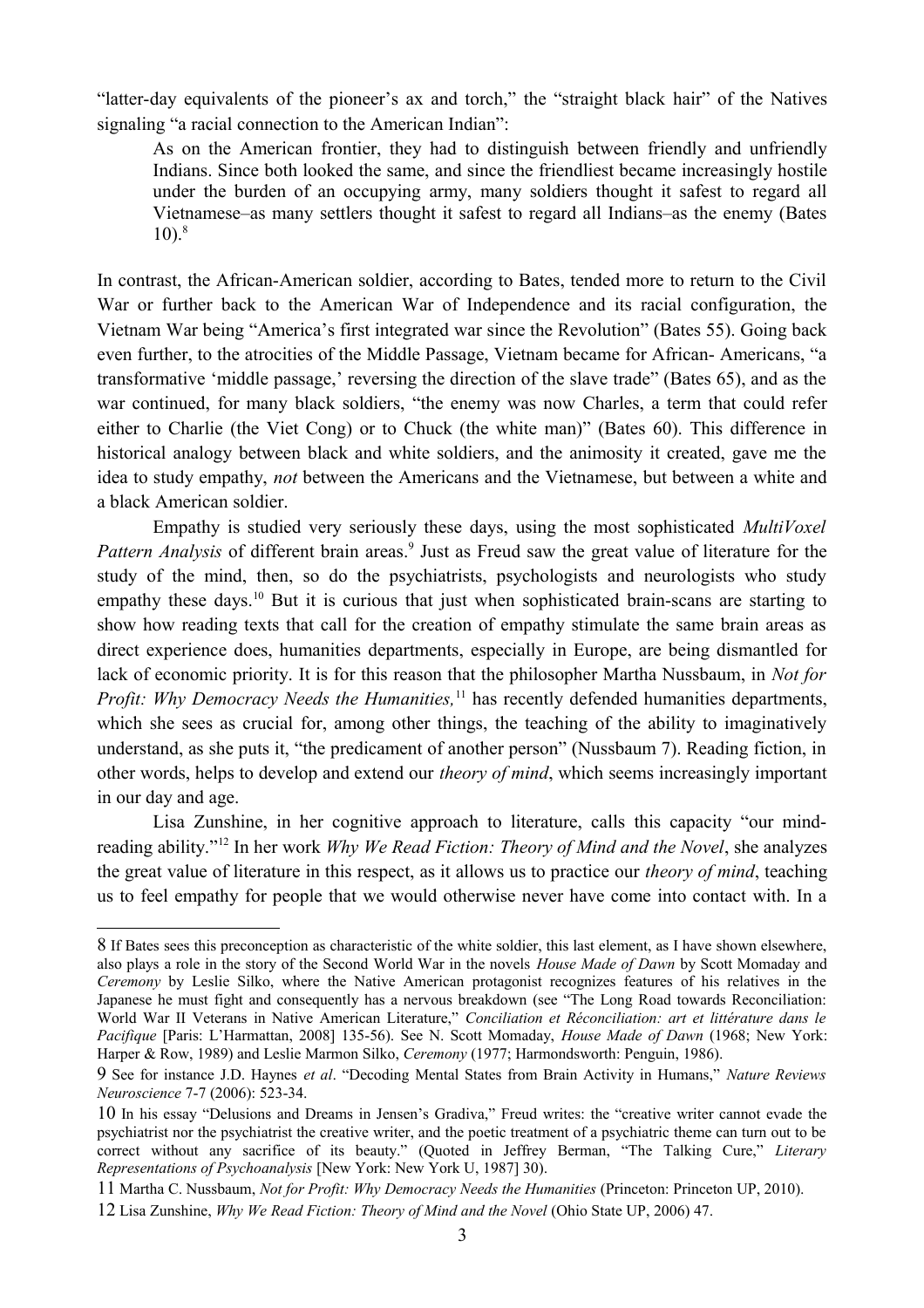"latter-day equivalents of the pioneer's ax and torch," the "straight black hair" of the Natives signaling "a racial connection to the American Indian":

> As on the American frontier, they had to distinguish between friendly and unfriendly Indians. Since both looked the same, and since the friendliest became increasingly hostile under the burden of an occupying army, many soldiers thought it safest to regard all Vietnamese–as many settlers thought it safest to regard all Indians–as the enemy (Bates 10).[8]

In contrast, the African-American soldier, according to Bates, tended more to return to the Civil War or further back to the American War of Independence and its racial configuration, the Vietnam War being "America's first integrated war since the Revolution" (Bates 55). Going back even further, to the atrocities of the Middle Passage, Vietnam became for African- Americans, "a transformative 'middle passage,' reversing the direction of the slave trade" (Bates 65), and as the war continued, for many black soldiers, "the enemy was now Charles, a term that could refer either to Charlie (the Viet Cong) or to Chuck (the white man)" (Bates 60). This difference in historical analogy between black and white soldiers, and the animosity it created, gave me the idea to study empathy, *not* between the Americans and the Vietnamese, but between a white and a black American soldier.

Empathy is studied very seriously these days, using the most sophisticated *MultiVoxel Pattern Analysis* of different brain areas.[9] Just as Freud saw the great value of literature for the study of the mind, then, so do the psychiatrists, psychologists and neurologists who study empathy these days.[10] But it is curious that just when sophisticated brain-scans are starting to show how reading texts that call for the creation of empathy stimulate the same brain areas as direct experience does, humanities departments, especially in Europe, are being dismantled for lack of economic priority. It is for this reason that the philosopher Martha Nussbaum, in *Not for Profit: Why Democracy Needs the Humanities,*[11] has recently defended humanities departments, which she sees as crucial for, among other things, the teaching of the ability to imaginatively understand, as she puts it, "the predicament of another person" (Nussbaum 7). Reading fiction, in other words, helps to develop and extend our *theory of mind*, which seems increasingly important in our day and age.

Lisa Zunshine, in her cognitive approach to literature, calls this capacity "our mind-reading ability."[12] In her work *Why We Read Fiction: Theory of Mind and the Novel*, she analyzes the great value of literature in this respect, as it allows us to practice our *theory of mind*, teaching us to feel empathy for people that we would otherwise never have come into contact with. In a

---

8 If Bates sees this preconception as characteristic of the white soldier, this last element, as I have shown elsewhere, also plays a role in the story of the Second World War in the novels *House Made of Dawn* by Scott Momaday and *Ceremony* by Leslie Silko, where the Native American protagonist recognizes features of his relatives in the Japanese he must fight and consequently has a nervous breakdown (see "The Long Road towards Reconciliation: World War II Veterans in Native American Literature," *Conciliation et Réconciliation: art et littérature dans le Pacifique* [Paris: L'Harmattan, 2008] 135-56). See N. Scott Momaday, *House Made of Dawn* (1968; New York: Harper & Row, 1989) and Leslie Marmon Silko, *Ceremony* (1977; Harmondsworth: Penguin, 1986).

9 See for instance J.D. Haynes *et al*. "Decoding Mental States from Brain Activity in Humans," *Nature Reviews Neuroscience* 7-7 (2006): 523-34.

10 In his essay "Delusions and Dreams in Jensen's Gradiva," Freud writes: the "creative writer cannot evade the psychiatrist nor the psychiatrist the creative writer, and the poetic treatment of a psychiatric theme can turn out to be correct without any sacrifice of its beauty." (Quoted in Jeffrey Berman, "The Talking Cure," *Literary Representations of Psychoanalysis* [New York: New York U, 1987] 30).

11 Martha C. Nussbaum, *Not for Profit: Why Democracy Needs the Humanities* (Princeton: Princeton UP, 2010).

12 Lisa Zunshine, *Why We Read Fiction: Theory of Mind and the Novel* (Ohio State UP, 2006) 47.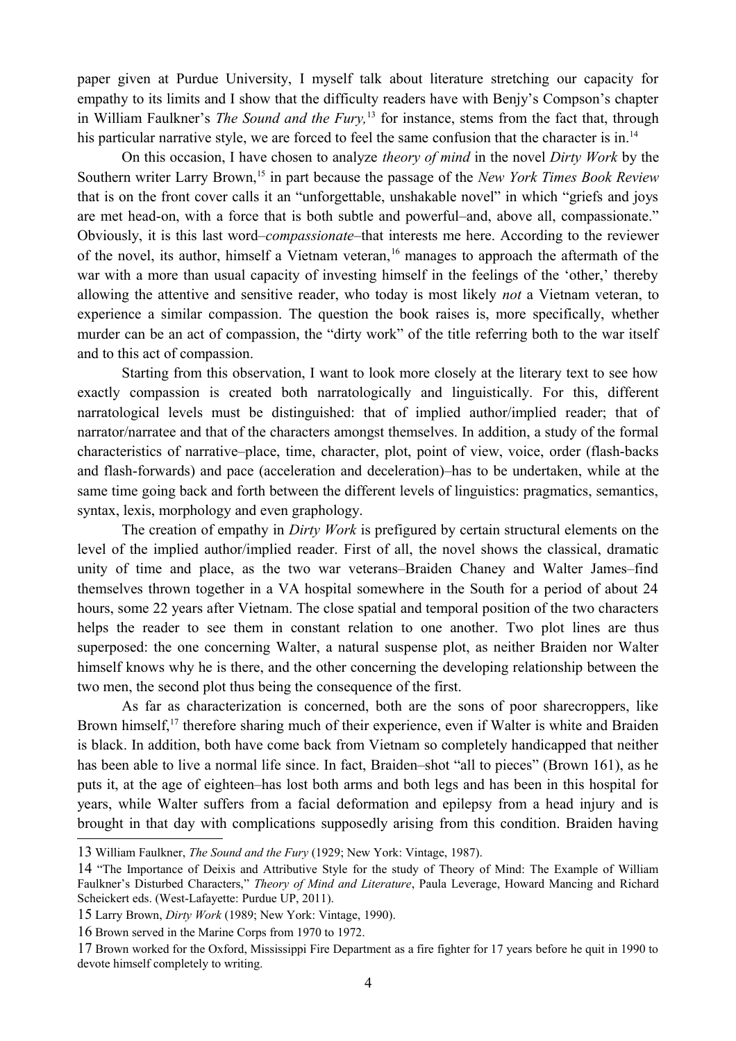paper given at Purdue University, I myself talk about literature stretching our capacity for empathy to its limits and I show that the difficulty readers have with Benjy's Compson's chapter in William Faulkner's *The Sound and the Fury,*[13] for instance, stems from the fact that, through his particular narrative style, we are forced to feel the same confusion that the character is in.[14]

On this occasion, I have chosen to analyze *theory of mind* in the novel *Dirty Work* by the Southern writer Larry Brown,[15] in part because the passage of the *New York Times Book Review* that is on the front cover calls it an "unforgettable, unshakable novel" in which "griefs and joys are met head-on, with a force that is both subtle and powerful–and, above all, compassionate." Obviously, it is this last word–*compassionate*–that interests me here. According to the reviewer of the novel, its author, himself a Vietnam veteran,[16] manages to approach the aftermath of the war with a more than usual capacity of investing himself in the feelings of the 'other,' thereby allowing the attentive and sensitive reader, who today is most likely *not* a Vietnam veteran, to experience a similar compassion. The question the book raises is, more specifically, whether murder can be an act of compassion, the "dirty work" of the title referring both to the war itself and to this act of compassion.

Starting from this observation, I want to look more closely at the literary text to see how exactly compassion is created both narratologically and linguistically. For this, different narratological levels must be distinguished: that of implied author/implied reader; that of narrator/narratee and that of the characters amongst themselves. In addition, a study of the formal characteristics of narrative–place, time, character, plot, point of view, voice, order (flash-backs and flash-forwards) and pace (acceleration and deceleration)–has to be undertaken, while at the same time going back and forth between the different levels of linguistics: pragmatics, semantics, syntax, lexis, morphology and even graphology.

The creation of empathy in *Dirty Work* is prefigured by certain structural elements on the level of the implied author/implied reader. First of all, the novel shows the classical, dramatic unity of time and place, as the two war veterans–Braiden Chaney and Walter James–find themselves thrown together in a VA hospital somewhere in the South for a period of about 24 hours, some 22 years after Vietnam. The close spatial and temporal position of the two characters helps the reader to see them in constant relation to one another. Two plot lines are thus superposed: the one concerning Walter, a natural suspense plot, as neither Braiden nor Walter himself knows why he is there, and the other concerning the developing relationship between the two men, the second plot thus being the consequence of the first.

As far as characterization is concerned, both are the sons of poor sharecroppers, like Brown himself,[17] therefore sharing much of their experience, even if Walter is white and Braiden is black. In addition, both have come back from Vietnam so completely handicapped that neither has been able to live a normal life since. In fact, Braiden–shot "all to pieces" (Brown 161), as he puts it, at the age of eighteen–has lost both arms and both legs and has been in this hospital for years, while Walter suffers from a facial deformation and epilepsy from a head injury and is brought in that day with complications supposedly arising from this condition. Braiden having

---

13 William Faulkner, *The Sound and the Fury* (1929; New York: Vintage, 1987).

14 "The Importance of Deixis and Attributive Style for the study of Theory of Mind: The Example of William Faulkner's Disturbed Characters," *Theory of Mind and Literature*, Paula Leverage, Howard Mancing and Richard Scheickert eds. (West-Lafayette: Purdue UP, 2011).

15 Larry Brown, *Dirty Work* (1989; New York: Vintage, 1990).

16 Brown served in the Marine Corps from 1970 to 1972.

17 Brown worked for the Oxford, Mississippi Fire Department as a fire fighter for 17 years before he quit in 1990 to devote himself completely to writing.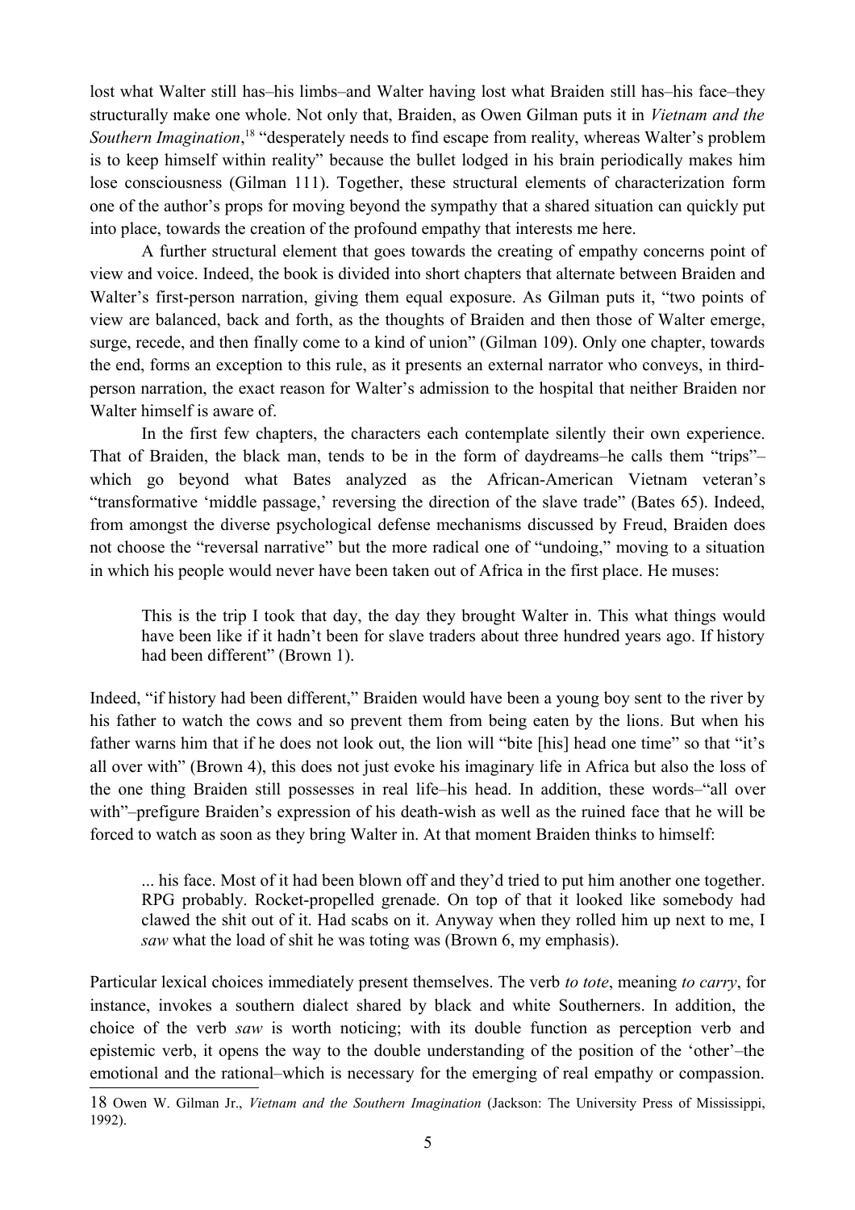lost what Walter still has–his limbs–and Walter having lost what Braiden still has–his face–they structurally make one whole. Not only that, Braiden, as Owen Gilman puts it in *Vietnam and the Southern Imagination*,[18] "desperately needs to find escape from reality, whereas Walter's problem is to keep himself within reality" because the bullet lodged in his brain periodically makes him lose consciousness (Gilman 111). Together, these structural elements of characterization form one of the author's props for moving beyond the sympathy that a shared situation can quickly put into place, towards the creation of the profound empathy that interests me here.

A further structural element that goes towards the creating of empathy concerns point of view and voice. Indeed, the book is divided into short chapters that alternate between Braiden and Walter's first-person narration, giving them equal exposure. As Gilman puts it, "two points of view are balanced, back and forth, as the thoughts of Braiden and then those of Walter emerge, surge, recede, and then finally come to a kind of union" (Gilman 109). Only one chapter, towards the end, forms an exception to this rule, as it presents an external narrator who conveys, in third-person narration, the exact reason for Walter's admission to the hospital that neither Braiden nor Walter himself is aware of.

In the first few chapters, the characters each contemplate silently their own experience. That of Braiden, the black man, tends to be in the form of daydreams–he calls them "trips"– which go beyond what Bates analyzed as the African-American Vietnam veteran's "transformative 'middle passage,' reversing the direction of the slave trade" (Bates 65). Indeed, from amongst the diverse psychological defense mechanisms discussed by Freud, Braiden does not choose the "reversal narrative" but the more radical one of "undoing," moving to a situation in which his people would never have been taken out of Africa in the first place. He muses:

> This is the trip I took that day, the day they brought Walter in. This what things would have been like if it hadn't been for slave traders about three hundred years ago. If history had been different" (Brown 1).

Indeed, "if history had been different," Braiden would have been a young boy sent to the river by his father to watch the cows and so prevent them from being eaten by the lions. But when his father warns him that if he does not look out, the lion will "bite [his] head one time" so that "it's all over with" (Brown 4), this does not just evoke his imaginary life in Africa but also the loss of the one thing Braiden still possesses in real life–his head. In addition, these words–"all over with"–prefigure Braiden's expression of his death-wish as well as the ruined face that he will be forced to watch as soon as they bring Walter in. At that moment Braiden thinks to himself:

> ... his face. Most of it had been blown off and they'd tried to put him another one together. RPG probably. Rocket-propelled grenade. On top of that it looked like somebody had clawed the shit out of it. Had scabs on it. Anyway when they rolled him up next to me, I *saw* what the load of shit he was toting was (Brown 6, my emphasis).

Particular lexical choices immediately present themselves. The verb *to tote*, meaning *to carry*, for instance, invokes a southern dialect shared by black and white Southerners. In addition, the choice of the verb *saw* is worth noticing; with its double function as perception verb and epistemic verb, it opens the way to the double understanding of the position of the 'other'–the emotional and the rational–which is necessary for the emerging of real empathy or compassion.

18 Owen W. Gilman Jr., *Vietnam and the Southern Imagination* (Jackson: The University Press of Mississippi, 1992).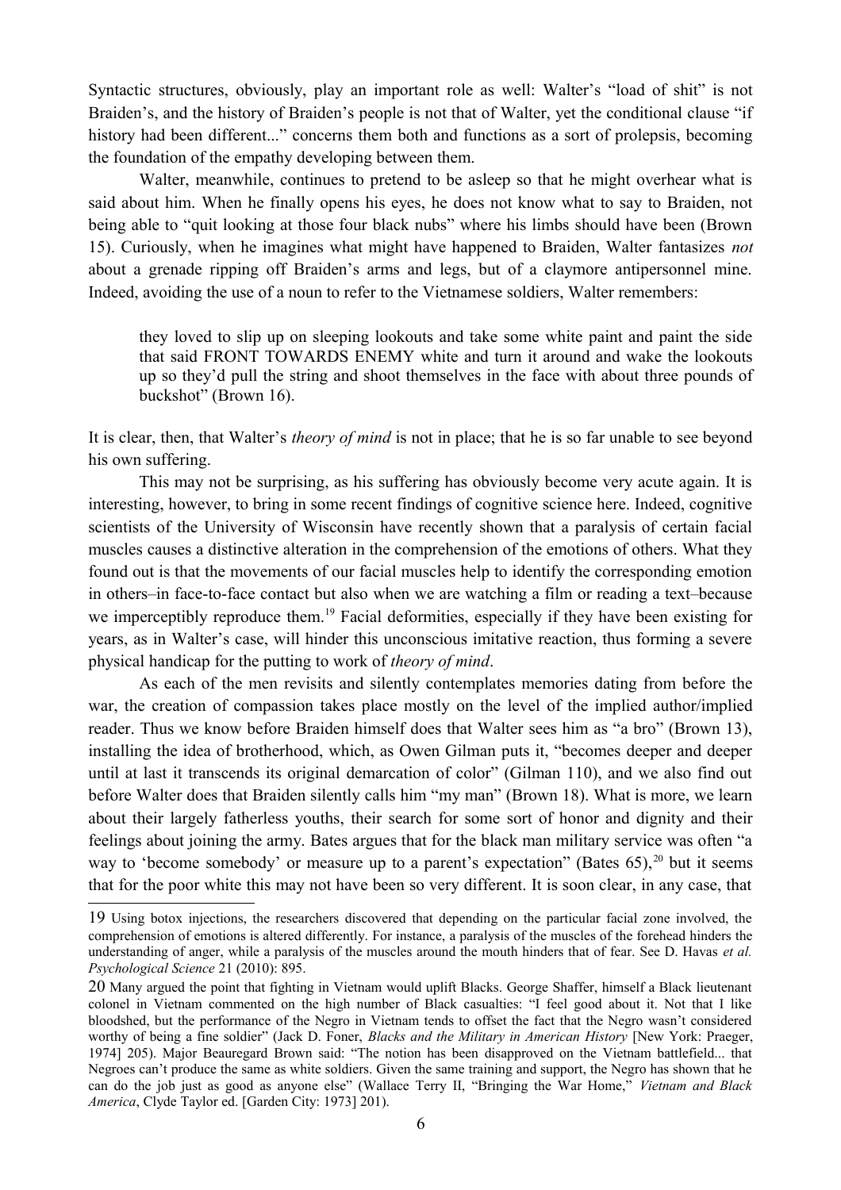Syntactic structures, obviously, play an important role as well: Walter's "load of shit" is not Braiden's, and the history of Braiden's people is not that of Walter, yet the conditional clause "if history had been different..." concerns them both and functions as a sort of prolepsis, becoming the foundation of the empathy developing between them.

Walter, meanwhile, continues to pretend to be asleep so that he might overhear what is said about him. When he finally opens his eyes, he does not know what to say to Braiden, not being able to "quit looking at those four black nubs" where his limbs should have been (Brown 15). Curiously, when he imagines what might have happened to Braiden, Walter fantasizes *not* about a grenade ripping off Braiden's arms and legs, but of a claymore antipersonnel mine. Indeed, avoiding the use of a noun to refer to the Vietnamese soldiers, Walter remembers:

> they loved to slip up on sleeping lookouts and take some white paint and paint the side that said FRONT TOWARDS ENEMY white and turn it around and wake the lookouts up so they'd pull the string and shoot themselves in the face with about three pounds of buckshot" (Brown 16).

It is clear, then, that Walter's *theory of mind* is not in place; that he is so far unable to see beyond his own suffering.

This may not be surprising, as his suffering has obviously become very acute again. It is interesting, however, to bring in some recent findings of cognitive science here. Indeed, cognitive scientists of the University of Wisconsin have recently shown that a paralysis of certain facial muscles causes a distinctive alteration in the comprehension of the emotions of others. What they found out is that the movements of our facial muscles help to identify the corresponding emotion in others–in face-to-face contact but also when we are watching a film or reading a text–because we imperceptibly reproduce them.[19] Facial deformities, especially if they have been existing for years, as in Walter's case, will hinder this unconscious imitative reaction, thus forming a severe physical handicap for the putting to work of *theory of mind*.

As each of the men revisits and silently contemplates memories dating from before the war, the creation of compassion takes place mostly on the level of the implied author/implied reader. Thus we know before Braiden himself does that Walter sees him as "a bro" (Brown 13), installing the idea of brotherhood, which, as Owen Gilman puts it, "becomes deeper and deeper until at last it transcends its original demarcation of color" (Gilman 110), and we also find out before Walter does that Braiden silently calls him "my man" (Brown 18). What is more, we learn about their largely fatherless youths, their search for some sort of honor and dignity and their feelings about joining the army. Bates argues that for the black man military service was often "a way to 'become somebody' or measure up to a parent's expectation" (Bates 65),[20] but it seems that for the poor white this may not have been so very different. It is soon clear, in any case, that

---

19 Using botox injections, the researchers discovered that depending on the particular facial zone involved, the comprehension of emotions is altered differently. For instance, a paralysis of the muscles of the forehead hinders the understanding of anger, while a paralysis of the muscles around the mouth hinders that of fear. See D. Havas *et al. Psychological Science* 21 (2010): 895.

20 Many argued the point that fighting in Vietnam would uplift Blacks. George Shaffer, himself a Black lieutenant colonel in Vietnam commented on the high number of Black casualties: "I feel good about it. Not that I like bloodshed, but the performance of the Negro in Vietnam tends to offset the fact that the Negro wasn't considered worthy of being a fine soldier" (Jack D. Foner, *Blacks and the Military in American History* [New York: Praeger, 1974] 205). Major Beauregard Brown said: "The notion has been disapproved on the Vietnam battlefield... that Negroes can't produce the same as white soldiers. Given the same training and support, the Negro has shown that he can do the job just as good as anyone else" (Wallace Terry II, "Bringing the War Home," *Vietnam and Black America*, Clyde Taylor ed. [Garden City: 1973] 201).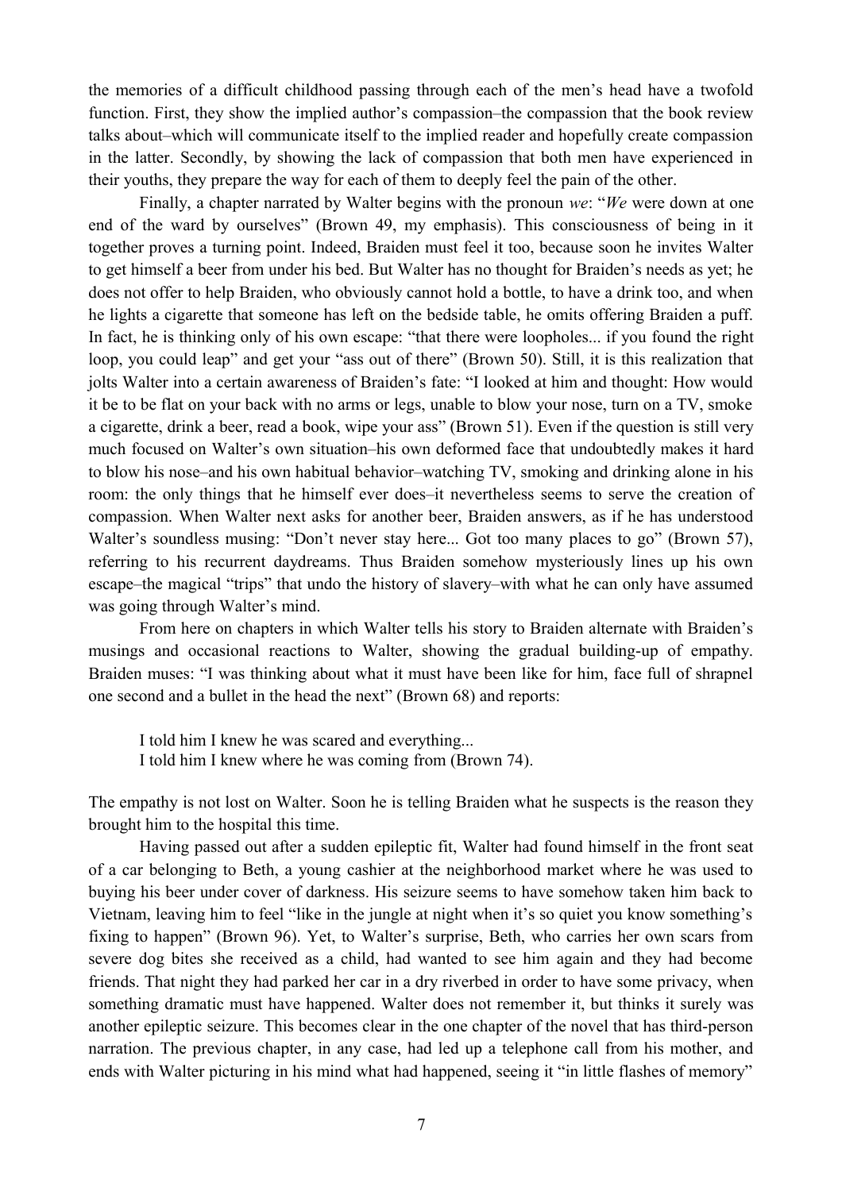the memories of a difficult childhood passing through each of the men's head have a twofold function. First, they show the implied author's compassion–the compassion that the book review talks about–which will communicate itself to the implied reader and hopefully create compassion in the latter. Secondly, by showing the lack of compassion that both men have experienced in their youths, they prepare the way for each of them to deeply feel the pain of the other.

Finally, a chapter narrated by Walter begins with the pronoun *we*: "*We* were down at one end of the ward by ourselves" (Brown 49, my emphasis). This consciousness of being in it together proves a turning point. Indeed, Braiden must feel it too, because soon he invites Walter to get himself a beer from under his bed. But Walter has no thought for Braiden's needs as yet; he does not offer to help Braiden, who obviously cannot hold a bottle, to have a drink too, and when he lights a cigarette that someone has left on the bedside table, he omits offering Braiden a puff. In fact, he is thinking only of his own escape: "that there were loopholes... if you found the right loop, you could leap" and get your "ass out of there" (Brown 50). Still, it is this realization that jolts Walter into a certain awareness of Braiden's fate: "I looked at him and thought: How would it be to be flat on your back with no arms or legs, unable to blow your nose, turn on a TV, smoke a cigarette, drink a beer, read a book, wipe your ass" (Brown 51). Even if the question is still very much focused on Walter's own situation–his own deformed face that undoubtedly makes it hard to blow his nose–and his own habitual behavior–watching TV, smoking and drinking alone in his room: the only things that he himself ever does–it nevertheless seems to serve the creation of compassion. When Walter next asks for another beer, Braiden answers, as if he has understood Walter's soundless musing: "Don't never stay here... Got too many places to go" (Brown 57), referring to his recurrent daydreams. Thus Braiden somehow mysteriously lines up his own escape–the magical "trips" that undo the history of slavery–with what he can only have assumed was going through Walter's mind.

From here on chapters in which Walter tells his story to Braiden alternate with Braiden's musings and occasional reactions to Walter, showing the gradual building-up of empathy. Braiden muses: "I was thinking about what it must have been like for him, face full of shrapnel one second and a bullet in the head the next" (Brown 68) and reports:

> I told him I knew he was scared and everything...
> I told him I knew where he was coming from (Brown 74).

The empathy is not lost on Walter. Soon he is telling Braiden what he suspects is the reason they brought him to the hospital this time.

Having passed out after a sudden epileptic fit, Walter had found himself in the front seat of a car belonging to Beth, a young cashier at the neighborhood market where he was used to buying his beer under cover of darkness. His seizure seems to have somehow taken him back to Vietnam, leaving him to feel "like in the jungle at night when it's so quiet you know something's fixing to happen" (Brown 96). Yet, to Walter's surprise, Beth, who carries her own scars from severe dog bites she received as a child, had wanted to see him again and they had become friends. That night they had parked her car in a dry riverbed in order to have some privacy, when something dramatic must have happened. Walter does not remember it, but thinks it surely was another epileptic seizure. This becomes clear in the one chapter of the novel that has third-person narration. The previous chapter, in any case, had led up a telephone call from his mother, and ends with Walter picturing in his mind what had happened, seeing it "in little flashes of memory"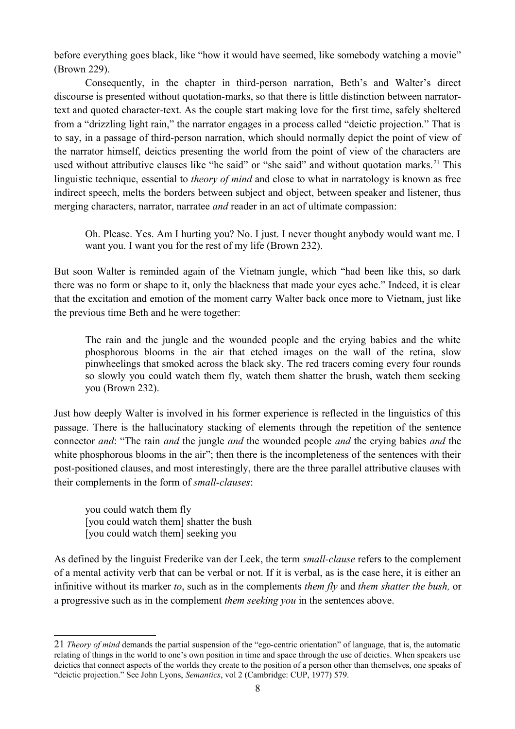before everything goes black, like "how it would have seemed, like somebody watching a movie" (Brown 229).

Consequently, in the chapter in third-person narration, Beth's and Walter's direct discourse is presented without quotation-marks, so that there is little distinction between narrator-text and quoted character-text. As the couple start making love for the first time, safely sheltered from a "drizzling light rain," the narrator engages in a process called "deictic projection." That is to say, in a passage of third-person narration, which should normally depict the point of view of the narrator himself, deictics presenting the world from the point of view of the characters are used without attributive clauses like "he said" or "she said" and without quotation marks.[21] This linguistic technique, essential to *theory of mind* and close to what in narratology is known as free indirect speech, melts the borders between subject and object, between speaker and listener, thus merging characters, narrator, narratee *and* reader in an act of ultimate compassion:

> Oh. Please. Yes. Am I hurting you? No. I just. I never thought anybody would want me. I want you. I want you for the rest of my life (Brown 232).

But soon Walter is reminded again of the Vietnam jungle, which "had been like this, so dark there was no form or shape to it, only the blackness that made your eyes ache." Indeed, it is clear that the excitation and emotion of the moment carry Walter back once more to Vietnam, just like the previous time Beth and he were together:

> The rain and the jungle and the wounded people and the crying babies and the white phosphorous blooms in the air that etched images on the wall of the retina, slow pinwheelings that smoked across the black sky. The red tracers coming every four rounds so slowly you could watch them fly, watch them shatter the brush, watch them seeking you (Brown 232).

Just how deeply Walter is involved in his former experience is reflected in the linguistics of this passage. There is the hallucinatory stacking of elements through the repetition of the sentence connector *and*: "The rain *and* the jungle *and* the wounded people *and* the crying babies *and* the white phosphorous blooms in the air"; then there is the incompleteness of the sentences with their post-positioned clauses, and most interestingly, there are the three parallel attributive clauses with their complements in the form of *small-clauses*:

> you could watch them fly
> [you could watch them] shatter the bush
> [you could watch them] seeking you

As defined by the linguist Frederike van der Leek, the term *small-clause* refers to the complement of a mental activity verb that can be verbal or not. If it is verbal, as is the case here, it is either an infinitive without its marker *to*, such as in the complements *them fly* and *them shatter the bush,* or a progressive such as in the complement *them seeking you* in the sentences above.

---

21 *Theory of mind* demands the partial suspension of the "ego-centric orientation" of language, that is, the automatic relating of things in the world to one's own position in time and space through the use of deictics. When speakers use deictics that connect aspects of the worlds they create to the position of a person other than themselves, one speaks of "deictic projection." See John Lyons, *Semantics*, vol 2 (Cambridge: CUP, 1977) 579.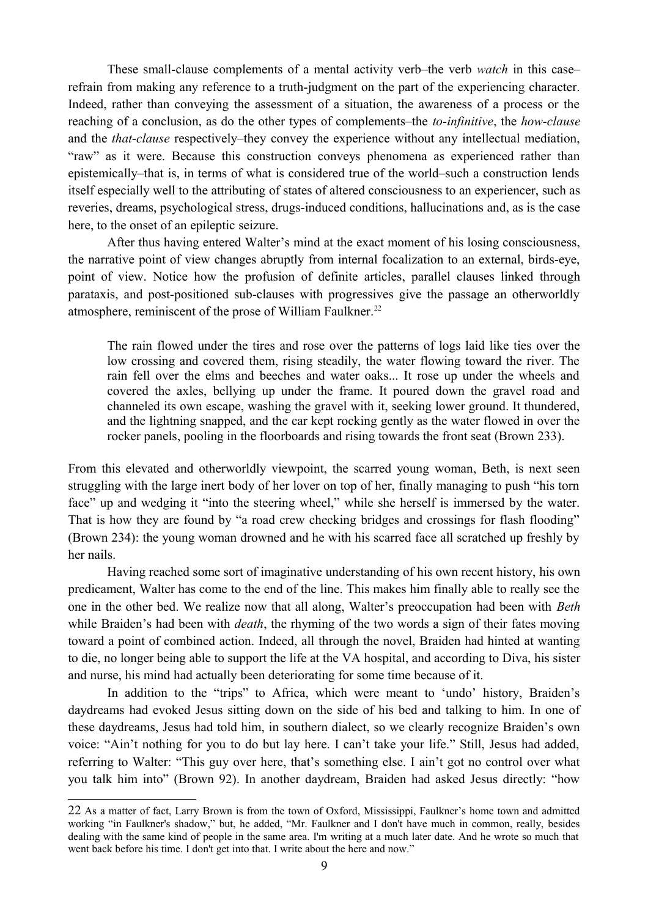These small-clause complements of a mental activity verb–the verb *watch* in this case–refrain from making any reference to a truth-judgment on the part of the experiencing character. Indeed, rather than conveying the assessment of a situation, the awareness of a process or the reaching of a conclusion, as do the other types of complements–the *to-infinitive*, the *how-clause* and the *that-clause* respectively–they convey the experience without any intellectual mediation, "raw" as it were. Because this construction conveys phenomena as experienced rather than epistemically–that is, in terms of what is considered true of the world–such a construction lends itself especially well to the attributing of states of altered consciousness to an experiencer, such as reveries, dreams, psychological stress, drugs-induced conditions, hallucinations and, as is the case here, to the onset of an epileptic seizure.

After thus having entered Walter's mind at the exact moment of his losing consciousness, the narrative point of view changes abruptly from internal focalization to an external, birds-eye, point of view. Notice how the profusion of definite articles, parallel clauses linked through parataxis, and post-positioned sub-clauses with progressives give the passage an otherworldly atmosphere, reminiscent of the prose of William Faulkner.[22]

> The rain flowed under the tires and rose over the patterns of logs laid like ties over the low crossing and covered them, rising steadily, the water flowing toward the river. The rain fell over the elms and beeches and water oaks... It rose up under the wheels and covered the axles, bellying up under the frame. It poured down the gravel road and channeled its own escape, washing the gravel with it, seeking lower ground. It thundered, and the lightning snapped, and the car kept rocking gently as the water flowed in over the rocker panels, pooling in the floorboards and rising towards the front seat (Brown 233).

From this elevated and otherworldly viewpoint, the scarred young woman, Beth, is next seen struggling with the large inert body of her lover on top of her, finally managing to push "his torn face" up and wedging it "into the steering wheel," while she herself is immersed by the water. That is how they are found by "a road crew checking bridges and crossings for flash flooding" (Brown 234): the young woman drowned and he with his scarred face all scratched up freshly by her nails.

Having reached some sort of imaginative understanding of his own recent history, his own predicament, Walter has come to the end of the line. This makes him finally able to really see the one in the other bed. We realize now that all along, Walter's preoccupation had been with *Beth* while Braiden's had been with *death*, the rhyming of the two words a sign of their fates moving toward a point of combined action. Indeed, all through the novel, Braiden had hinted at wanting to die, no longer being able to support the life at the VA hospital, and according to Diva, his sister and nurse, his mind had actually been deteriorating for some time because of it.

In addition to the "trips" to Africa, which were meant to 'undo' history, Braiden's daydreams had evoked Jesus sitting down on the side of his bed and talking to him. In one of these daydreams, Jesus had told him, in southern dialect, so we clearly recognize Braiden's own voice: "Ain't nothing for you to do but lay here. I can't take your life." Still, Jesus had added, referring to Walter: "This guy over here, that's something else. I ain't got no control over what you talk him into" (Brown 92). In another daydream, Braiden had asked Jesus directly: "how

---

[22] As a matter of fact, Larry Brown is from the town of Oxford, Mississippi, Faulkner's home town and admitted working "in Faulkner's shadow," but, he added, "Mr. Faulkner and I don't have much in common, really, besides dealing with the same kind of people in the same area. I'm writing at a much later date. And he wrote so much that went back before his time. I don't get into that. I write about the here and now."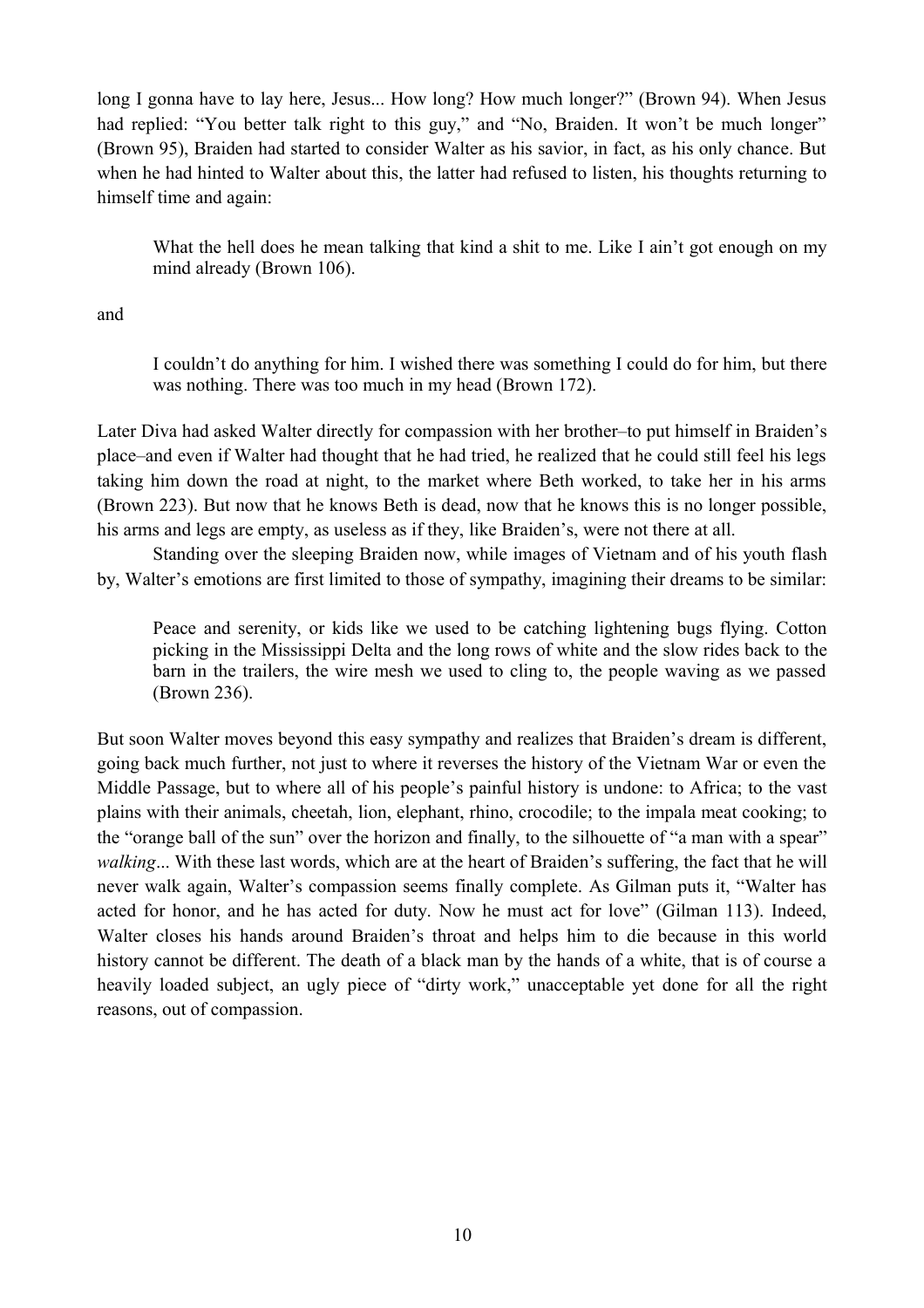long I gonna have to lay here, Jesus... How long? How much longer?" (Brown 94). When Jesus had replied: "You better talk right to this guy," and "No, Braiden. It won't be much longer" (Brown 95), Braiden had started to consider Walter as his savior, in fact, as his only chance. But when he had hinted to Walter about this, the latter had refused to listen, his thoughts returning to himself time and again:

> What the hell does he mean talking that kind a shit to me. Like I ain't got enough on my mind already (Brown 106).

and

> I couldn't do anything for him. I wished there was something I could do for him, but there was nothing. There was too much in my head (Brown 172).

Later Diva had asked Walter directly for compassion with her brother–to put himself in Braiden's place–and even if Walter had thought that he had tried, he realized that he could still feel his legs taking him down the road at night, to the market where Beth worked, to take her in his arms (Brown 223). But now that he knows Beth is dead, now that he knows this is no longer possible, his arms and legs are empty, as useless as if they, like Braiden's, were not there at all.

Standing over the sleeping Braiden now, while images of Vietnam and of his youth flash by, Walter's emotions are first limited to those of sympathy, imagining their dreams to be similar:

> Peace and serenity, or kids like we used to be catching lightening bugs flying. Cotton picking in the Mississippi Delta and the long rows of white and the slow rides back to the barn in the trailers, the wire mesh we used to cling to, the people waving as we passed (Brown 236).

But soon Walter moves beyond this easy sympathy and realizes that Braiden's dream is different, going back much further, not just to where it reverses the history of the Vietnam War or even the Middle Passage, but to where all of his people's painful history is undone: to Africa; to the vast plains with their animals, cheetah, lion, elephant, rhino, crocodile; to the impala meat cooking; to the "orange ball of the sun" over the horizon and finally, to the silhouette of "a man with a spear" *walking*... With these last words, which are at the heart of Braiden's suffering, the fact that he will never walk again, Walter's compassion seems finally complete. As Gilman puts it, "Walter has acted for honor, and he has acted for duty. Now he must act for love" (Gilman 113). Indeed, Walter closes his hands around Braiden's throat and helps him to die because in this world history cannot be different. The death of a black man by the hands of a white, that is of course a heavily loaded subject, an ugly piece of "dirty work," unacceptable yet done for all the right reasons, out of compassion.